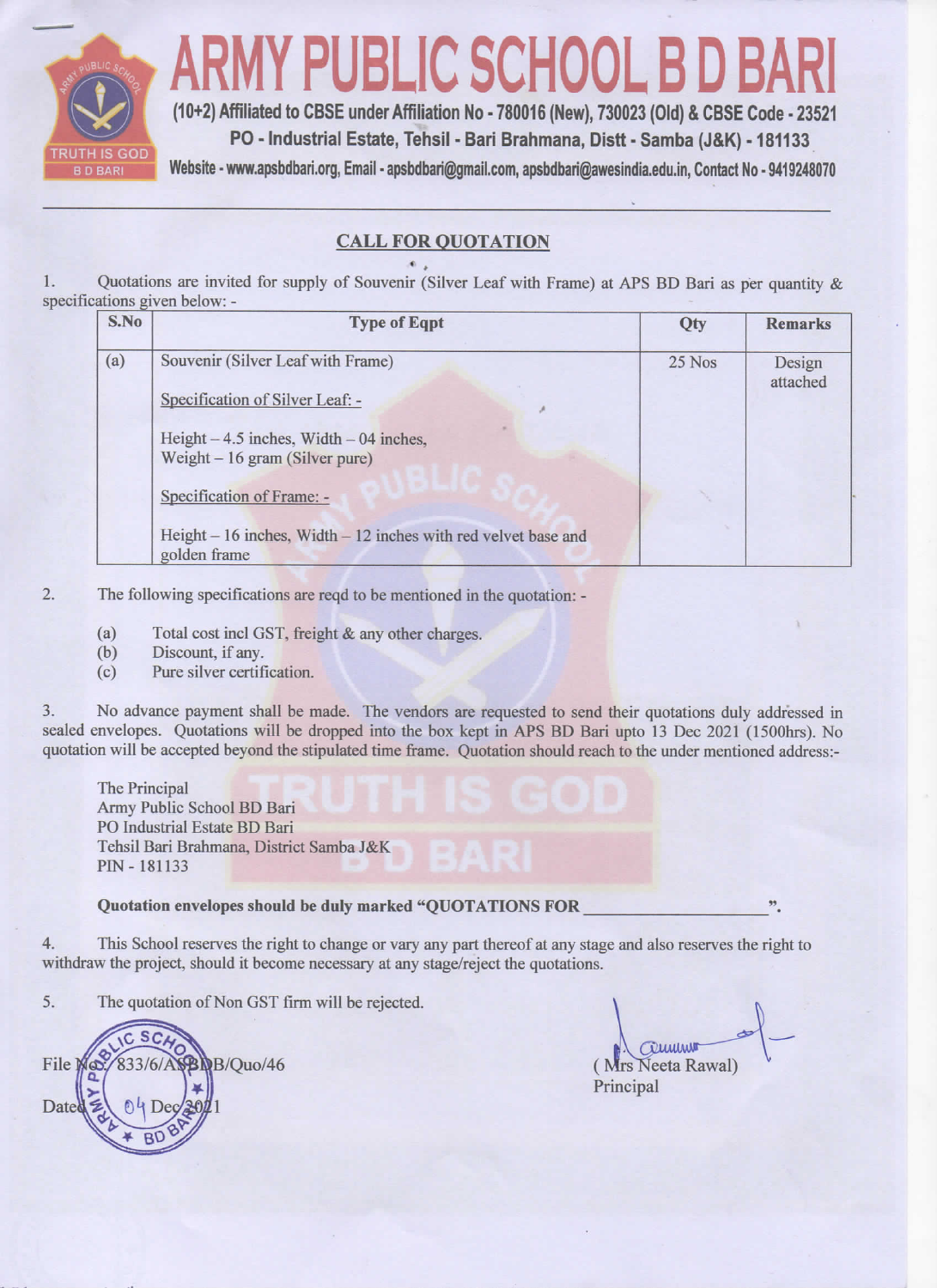# ARMY PUBLIC SCHOOL B D BARI

**(10+2) Affiliated to CBSE under Affiliation No - 780016 (New), 730023 (Old) & CBSE Code - 23521**
**PO - Industrial Estate, Tehsil - Bari Brahmana, Distt - Samba (J&K) - 181133**
**Website - www.apsbdbari.org, Email - apsbdbari@gmail.com, apsbdbari@awesindia.edu.in, Contact No - 9419248070**

## CALL FOR QUOTATION

1. Quotations are invited for supply of Souvenir (Silver Leaf with Frame) at APS BD Bari as per quantity & specifications given below: -

| S.No | Type of Eqpt | Qty | Remarks |
|---|---|---|---|
| (a) | Souvenir (Silver Leaf with Frame)<br><br>Specification of Silver Leaf: -<br><br>Height – 4.5 inches, Width – 04 inches, Weight – 16 gram (Silver pure)<br><br>Specification of Frame: -<br><br>Height – 16 inches, Width – 12 inches with red velvet base and golden frame | 25 Nos | Design attached |

2. The following specifications are reqd to be mentioned in the quotation: -

   (a) Total cost incl GST, freight & any other charges.
   (b) Discount, if any.
   (c) Pure silver certification.

3. No advance payment shall be made. The vendors are requested to send their quotations duly addressed in sealed envelopes. Quotations will be dropped into the box kept in APS BD Bari upto 13 Dec 2021 (1500hrs). No quotation will be accepted beyond the stipulated time frame. Quotation should reach to the under mentioned address:-

   The Principal
   Army Public School BD Bari
   PO Industrial Estate BD Bari
   Tehsil Bari Brahmana, District Samba J&K
   PIN - 181133

   **Quotation envelopes should be duly marked "QUOTATIONS FOR \_\_\_\_\_\_\_\_\_\_\_\_\_\_\_\_\_\_\_\_".**

4. This School reserves the right to change or vary any part thereof at any stage and also reserves the right to withdraw the project, should it become necessary at any stage/reject the quotations.

5. The quotation of Non GST firm will be rejected.

File No. 833/6/APSBDB/Quo/46

Dated 04 Dec 2021

( Mrs Neeta Rawal)
Principal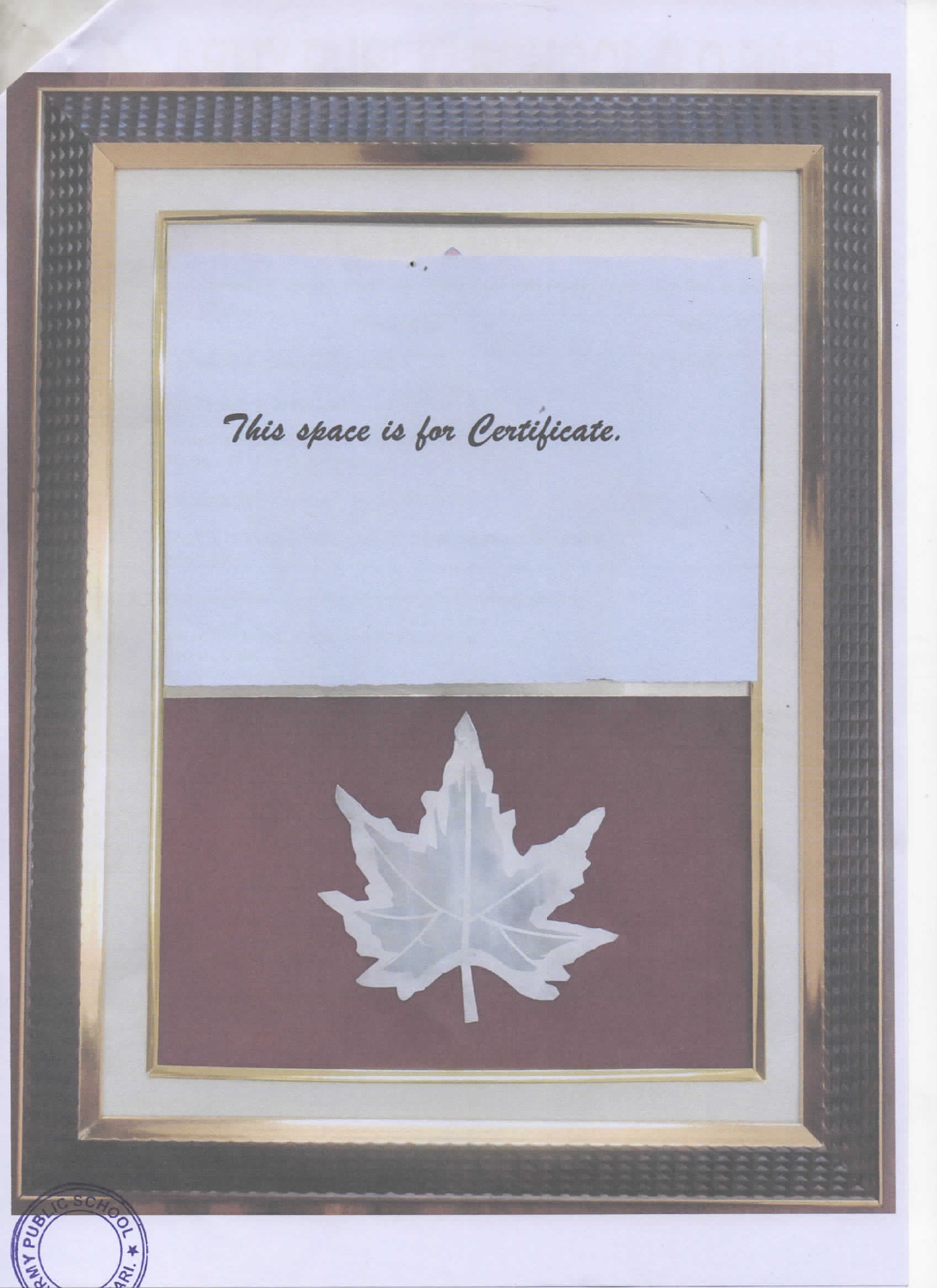*This space is for Certificate.*